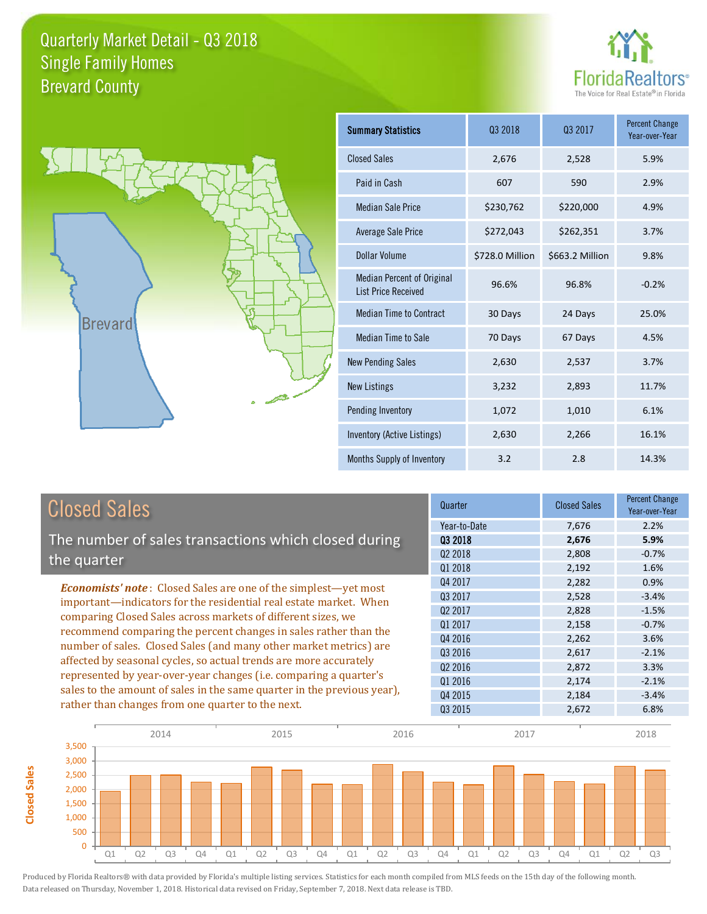# Quarterly Market Detail - Q3 2018
## Single Family Homes
## Brevard County

FloridaRealtors® The Voice for Real Estate® in Florida

| Summary Statistics | Q3 2018 | Q3 2017 | Percent Change Year-over-Year |
|---|---|---|---|
| Closed Sales | 2,676 | 2,528 | 5.9% |
| Paid in Cash | 607 | 590 | 2.9% |
| Median Sale Price | $230,762 | $220,000 | 4.9% |
| Average Sale Price | $272,043 | $262,351 | 3.7% |
| Dollar Volume | $728.0 Million | $663.2 Million | 9.8% |
| Median Percent of Original List Price Received | 96.6% | 96.8% | -0.2% |
| Median Time to Contract | 30 Days | 24 Days | 25.0% |
| Median Time to Sale | 70 Days | 67 Days | 4.5% |
| New Pending Sales | 2,630 | 2,537 | 3.7% |
| New Listings | 3,232 | 2,893 | 11.7% |
| Pending Inventory | 1,072 | 1,010 | 6.1% |
| Inventory (Active Listings) | 2,630 | 2,266 | 16.1% |
| Months Supply of Inventory | 3.2 | 2.8 | 14.3% |

## Closed Sales

The number of sales transactions which closed during the quarter

*Economists' note*: Closed Sales are one of the simplest—yet most important—indicators for the residential real estate market. When comparing Closed Sales across markets of different sizes, we recommend comparing the percent changes in sales rather than the number of sales. Closed Sales (and many other market metrics) are affected by seasonal cycles, so actual trends are more accurately represented by year-over-year changes (i.e. comparing a quarter's sales to the amount of sales in the same quarter in the previous year), rather than changes from one quarter to the next.

| Quarter | Closed Sales | Percent Change Year-over-Year |
|---|---|---|
| Year-to-Date | 7,676 | 2.2% |
| **Q3 2018** | **2,676** | **5.9%** |
| Q2 2018 | 2,808 | -0.7% |
| Q1 2018 | 2,192 | 1.6% |
| Q4 2017 | 2,282 | 0.9% |
| Q3 2017 | 2,528 | -3.4% |
| Q2 2017 | 2,828 | -1.5% |
| Q1 2017 | 2,158 | -0.7% |
| Q4 2016 | 2,262 | 3.6% |
| Q3 2016 | 2,617 | -2.1% |
| Q2 2016 | 2,872 | 3.3% |
| Q1 2016 | 2,174 | -2.1% |
| Q4 2015 | 2,184 | -3.4% |
| Q3 2015 | 2,672 | 6.8% |

Produced by Florida Realtors® with data provided by Florida's multiple listing services. Statistics for each month compiled from MLS feeds on the 15th day of the following month. Data released on Thursday, November 1, 2018. Historical data revised on Friday, September 7, 2018. Next data release is TBD.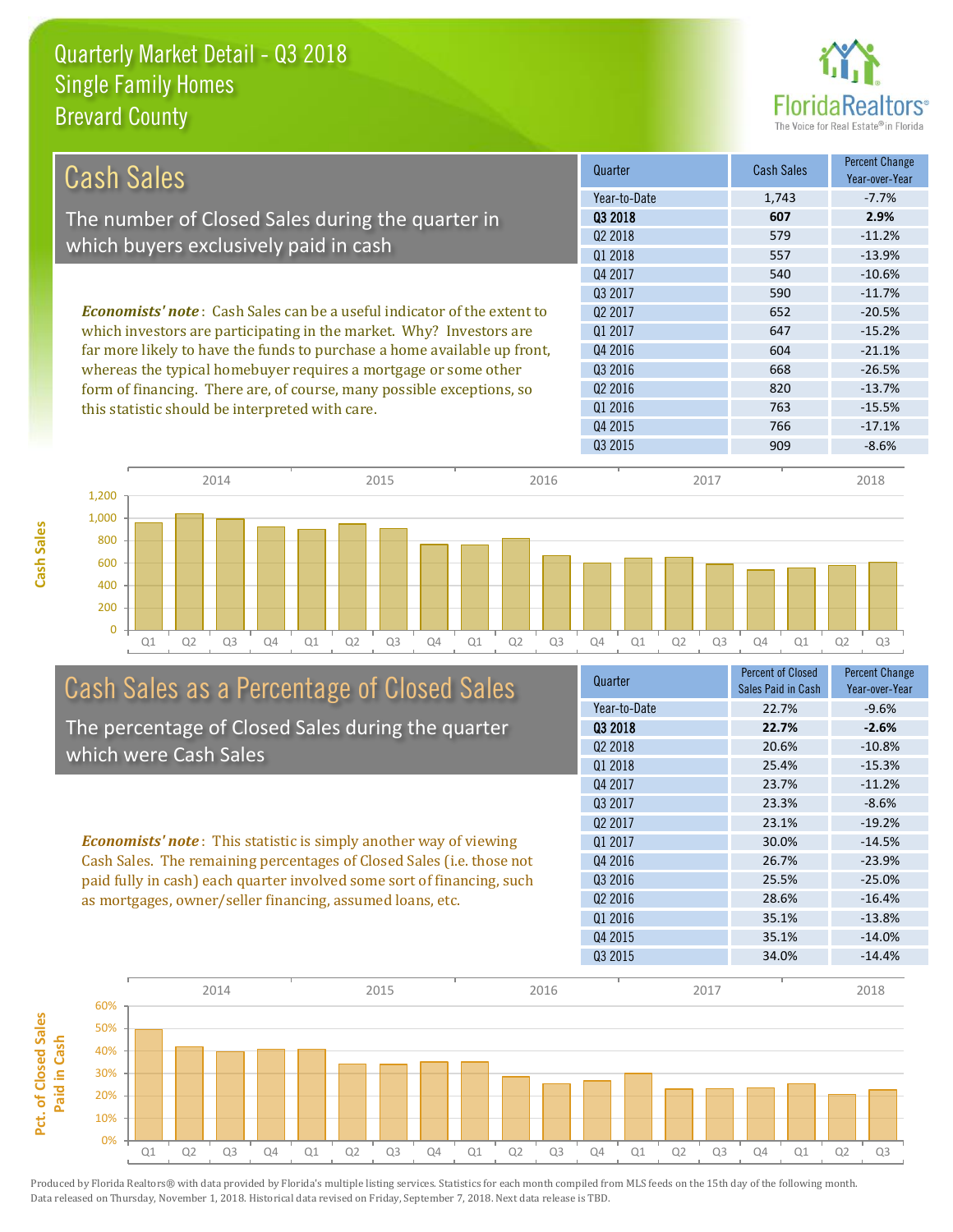# Quarterly Market Detail - Q3 2018
## Single Family Homes
## Brevard County

FloridaRealtors® The Voice for Real Estate® in Florida

## Cash Sales

The number of Closed Sales during the quarter in which buyers exclusively paid in cash

*Economists' note*: Cash Sales can be a useful indicator of the extent to which investors are participating in the market. Why? Investors are far more likely to have the funds to purchase a home available up front, whereas the typical homebuyer requires a mortgage or some other form of financing. There are, of course, many possible exceptions, so this statistic should be interpreted with care.

| Quarter | Cash Sales | Percent Change Year-over-Year |
|---|---|---|
| Year-to-Date | 1,743 | -7.7% |
| **Q3 2018** | **607** | **2.9%** |
| Q2 2018 | 579 | -11.2% |
| Q1 2018 | 557 | -13.9% |
| Q4 2017 | 540 | -10.6% |
| Q3 2017 | 590 | -11.7% |
| Q2 2017 | 652 | -20.5% |
| Q1 2017 | 647 | -15.2% |
| Q4 2016 | 604 | -21.1% |
| Q3 2016 | 668 | -26.5% |
| Q2 2016 | 820 | -13.7% |
| Q1 2016 | 763 | -15.5% |
| Q4 2015 | 766 | -17.1% |
| Q3 2015 | 909 | -8.6% |

## Cash Sales as a Percentage of Closed Sales

The percentage of Closed Sales during the quarter which were Cash Sales

*Economists' note*: This statistic is simply another way of viewing Cash Sales. The remaining percentages of Closed Sales (i.e. those not paid fully in cash) each quarter involved some sort of financing, such as mortgages, owner/seller financing, assumed loans, etc.

| Quarter | Percent of Closed Sales Paid in Cash | Percent Change Year-over-Year |
|---|---|---|
| Year-to-Date | 22.7% | -9.6% |
| **Q3 2018** | **22.7%** | **-2.6%** |
| Q2 2018 | 20.6% | -10.8% |
| Q1 2018 | 25.4% | -15.3% |
| Q4 2017 | 23.7% | -11.2% |
| Q3 2017 | 23.3% | -8.6% |
| Q2 2017 | 23.1% | -19.2% |
| Q1 2017 | 30.0% | -14.5% |
| Q4 2016 | 26.7% | -23.9% |
| Q3 2016 | 25.5% | -25.0% |
| Q2 2016 | 28.6% | -16.4% |
| Q1 2016 | 35.1% | -13.8% |
| Q4 2015 | 35.1% | -14.0% |
| Q3 2015 | 34.0% | -14.4% |

Produced by Florida Realtors® with data provided by Florida's multiple listing services. Statistics for each month compiled from MLS feeds on the 15th day of the following month. Data released on Thursday, November 1, 2018. Historical data revised on Friday, September 7, 2018. Next data release is TBD.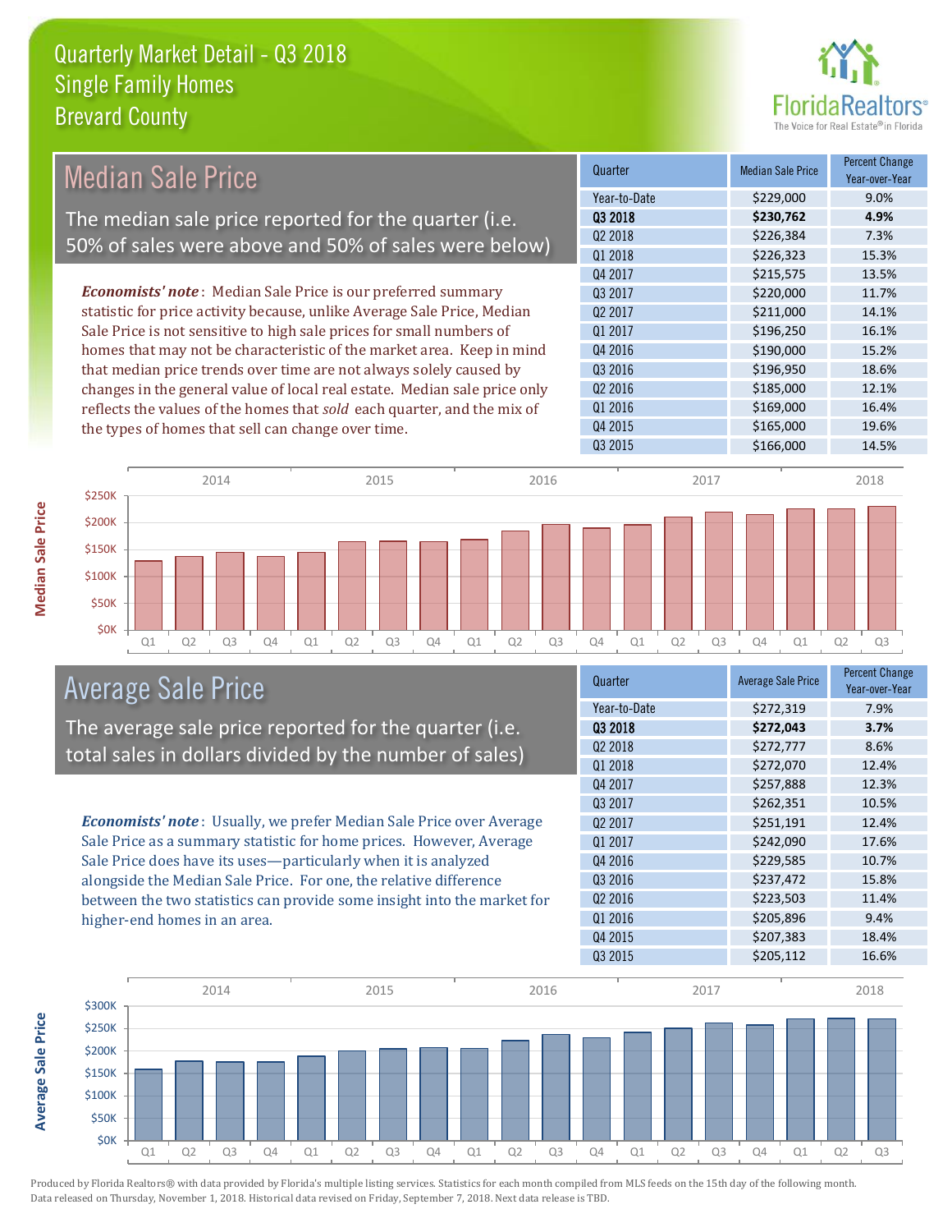# Quarterly Market Detail - Q3 2018
## Single Family Homes
## Brevard County

## Median Sale Price

The median sale price reported for the quarter (i.e. 50% of sales were above and 50% of sales were below)

***Economists' note***: Median Sale Price is our preferred summary statistic for price activity because, unlike Average Sale Price, Median Sale Price is not sensitive to high sale prices for small numbers of homes that may not be characteristic of the market area. Keep in mind that median price trends over time are not always solely caused by changes in the general value of local real estate. Median sale price only reflects the values of the homes that *sold* each quarter, and the mix of the types of homes that sell can change over time.

| Quarter | Median Sale Price | Percent Change Year-over-Year |
|---|---|---|
| Year-to-Date | $229,000 | 9.0% |
| **Q3 2018** | **$230,762** | **4.9%** |
| Q2 2018 | $226,384 | 7.3% |
| Q1 2018 | $226,323 | 15.3% |
| Q4 2017 | $215,575 | 13.5% |
| Q3 2017 | $220,000 | 11.7% |
| Q2 2017 | $211,000 | 14.1% |
| Q1 2017 | $196,250 | 16.1% |
| Q4 2016 | $190,000 | 15.2% |
| Q3 2016 | $196,950 | 18.6% |
| Q2 2016 | $185,000 | 12.1% |
| Q1 2016 | $169,000 | 16.4% |
| Q4 2015 | $165,000 | 19.6% |
| Q3 2015 | $166,000 | 14.5% |

## Average Sale Price

The average sale price reported for the quarter (i.e. total sales in dollars divided by the number of sales)

***Economists' note***: Usually, we prefer Median Sale Price over Average Sale Price as a summary statistic for home prices. However, Average Sale Price does have its uses—particularly when it is analyzed alongside the Median Sale Price. For one, the relative difference between the two statistics can provide some insight into the market for higher-end homes in an area.

| Quarter | Average Sale Price | Percent Change Year-over-Year |
|---|---|---|
| Year-to-Date | $272,319 | 7.9% |
| **Q3 2018** | **$272,043** | **3.7%** |
| Q2 2018 | $272,777 | 8.6% |
| Q1 2018 | $272,070 | 12.4% |
| Q4 2017 | $257,888 | 12.3% |
| Q3 2017 | $262,351 | 10.5% |
| Q2 2017 | $251,191 | 12.4% |
| Q1 2017 | $242,090 | 17.6% |
| Q4 2016 | $229,585 | 10.7% |
| Q3 2016 | $237,472 | 15.8% |
| Q2 2016 | $223,503 | 11.4% |
| Q1 2016 | $205,896 | 9.4% |
| Q4 2015 | $207,383 | 18.4% |
| Q3 2015 | $205,112 | 16.6% |

Produced by Florida Realtors® with data provided by Florida's multiple listing services. Statistics for each month compiled from MLS feeds on the 15th day of the following month. Data released on Thursday, November 1, 2018. Historical data revised on Friday, September 7, 2018. Next data release is TBD.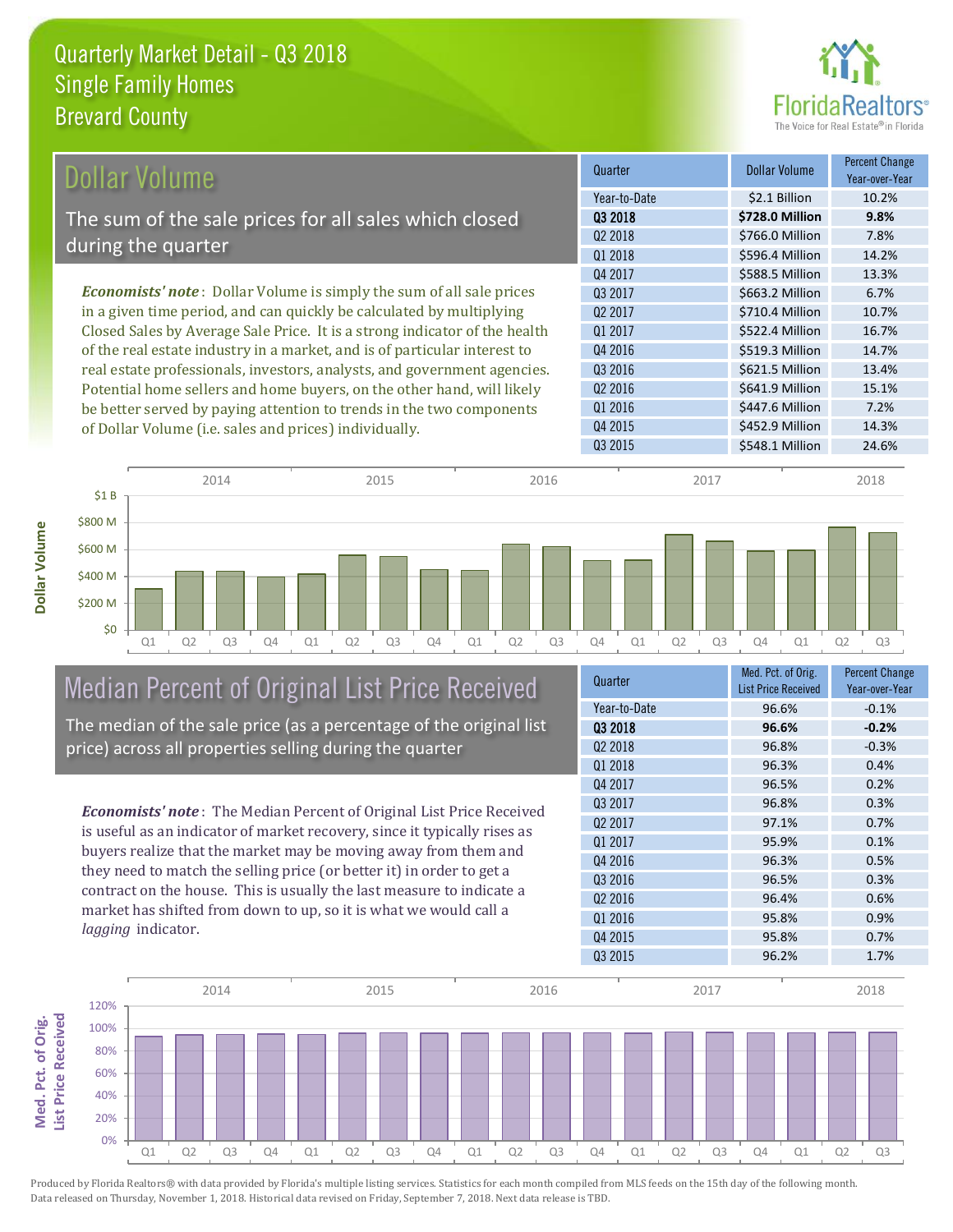# Quarterly Market Detail - Q3 2018
## Single Family Homes
## Brevard County

## Dollar Volume

The sum of the sale prices for all sales which closed during the quarter

*Economists' note*: Dollar Volume is simply the sum of all sale prices in a given time period, and can quickly be calculated by multiplying Closed Sales by Average Sale Price. It is a strong indicator of the health of the real estate industry in a market, and is of particular interest to real estate professionals, investors, analysts, and government agencies. Potential home sellers and home buyers, on the other hand, will likely be better served by paying attention to trends in the two components of Dollar Volume (i.e. sales and prices) individually.

| Quarter | Dollar Volume | Percent Change Year-over-Year |
|---|---|---|
| Year-to-Date | $2.1 Billion | 10.2% |
| **Q3 2018** | **$728.0 Million** | **9.8%** |
| Q2 2018 | $766.0 Million | 7.8% |
| Q1 2018 | $596.4 Million | 14.2% |
| Q4 2017 | $588.5 Million | 13.3% |
| Q3 2017 | $663.2 Million | 6.7% |
| Q2 2017 | $710.4 Million | 10.7% |
| Q1 2017 | $522.4 Million | 16.7% |
| Q4 2016 | $519.3 Million | 14.7% |
| Q3 2016 | $621.5 Million | 13.4% |
| Q2 2016 | $641.9 Million | 15.1% |
| Q1 2016 | $447.6 Million | 7.2% |
| Q4 2015 | $452.9 Million | 14.3% |
| Q3 2015 | $548.1 Million | 24.6% |

## Median Percent of Original List Price Received

The median of the sale price (as a percentage of the original list price) across all properties selling during the quarter

*Economists' note*: The Median Percent of Original List Price Received is useful as an indicator of market recovery, since it typically rises as buyers realize that the market may be moving away from them and they need to match the selling price (or better it) in order to get a contract on the house. This is usually the last measure to indicate a market has shifted from down to up, so it is what we would call a *lagging* indicator.

| Quarter | Med. Pct. of Orig. List Price Received | Percent Change Year-over-Year |
|---|---|---|
| Year-to-Date | 96.6% | -0.1% |
| **Q3 2018** | **96.6%** | **-0.2%** |
| Q2 2018 | 96.8% | -0.3% |
| Q1 2018 | 96.3% | 0.4% |
| Q4 2017 | 96.5% | 0.2% |
| Q3 2017 | 96.8% | 0.3% |
| Q2 2017 | 97.1% | 0.7% |
| Q1 2017 | 95.9% | 0.1% |
| Q4 2016 | 96.3% | 0.5% |
| Q3 2016 | 96.5% | 0.3% |
| Q2 2016 | 96.4% | 0.6% |
| Q1 2016 | 95.8% | 0.9% |
| Q4 2015 | 95.8% | 0.7% |
| Q3 2015 | 96.2% | 1.7% |

Produced by Florida Realtors® with data provided by Florida's multiple listing services. Statistics for each month compiled from MLS feeds on the 15th day of the following month. Data released on Thursday, November 1, 2018. Historical data revised on Friday, September 7, 2018. Next data release is TBD.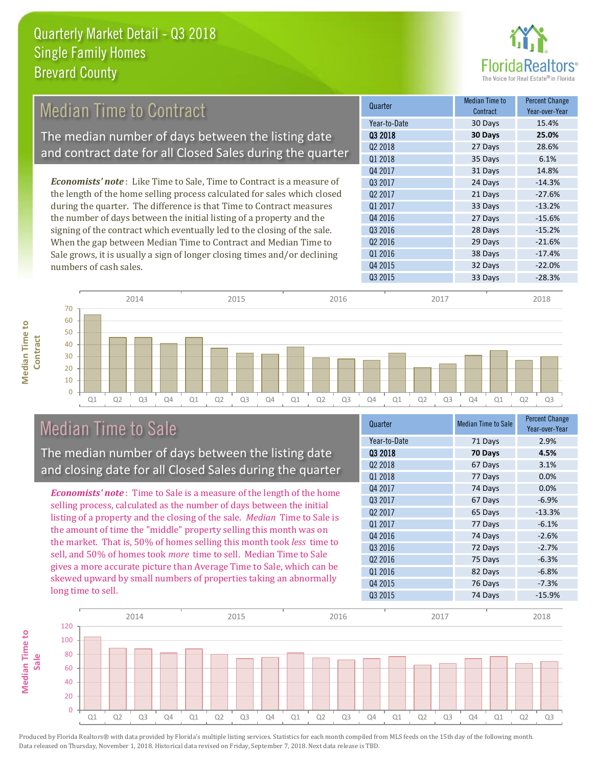# Quarterly Market Detail - Q3 2018
## Single Family Homes
## Brevard County

## Median Time to Contract

The median number of days between the listing date and contract date for all Closed Sales during the quarter

*Economists' note*: Like Time to Sale, Time to Contract is a measure of the length of the home selling process calculated for sales which closed during the quarter. The difference is that Time to Contract measures the number of days between the initial listing of a property and the signing of the contract which eventually led to the closing of the sale. When the gap between Median Time to Contract and Median Time to Sale grows, it is usually a sign of longer closing times and/or declining numbers of cash sales.

| Quarter | Median Time to Contract | Percent Change Year-over-Year |
|---|---|---|
| Year-to-Date | 30 Days | 15.4% |
| **Q3 2018** | **30 Days** | **25.0%** |
| Q2 2018 | 27 Days | 28.6% |
| Q1 2018 | 35 Days | 6.1% |
| Q4 2017 | 31 Days | 14.8% |
| Q3 2017 | 24 Days | -14.3% |
| Q2 2017 | 21 Days | -27.6% |
| Q1 2017 | 33 Days | -13.2% |
| Q4 2016 | 27 Days | -15.6% |
| Q3 2016 | 28 Days | -15.2% |
| Q2 2016 | 29 Days | -21.6% |
| Q1 2016 | 38 Days | -17.4% |
| Q4 2015 | 32 Days | -22.0% |
| Q3 2015 | 33 Days | -28.3% |

## Median Time to Sale

The median number of days between the listing date and closing date for all Closed Sales during the quarter

*Economists' note*: Time to Sale is a measure of the length of the home selling process, calculated as the number of days between the initial listing of a property and the closing of the sale. *Median* Time to Sale is the amount of time the "middle" property selling this month was on the market. That is, 50% of homes selling this month took *less* time to sell, and 50% of homes took *more* time to sell. Median Time to Sale gives a more accurate picture than Average Time to Sale, which can be skewed upward by small numbers of properties taking an abnormally long time to sell.

| Quarter | Median Time to Sale | Percent Change Year-over-Year |
|---|---|---|
| Year-to-Date | 71 Days | 2.9% |
| **Q3 2018** | **70 Days** | **4.5%** |
| Q2 2018 | 67 Days | 3.1% |
| Q1 2018 | 77 Days | 0.0% |
| Q4 2017 | 74 Days | 0.0% |
| Q3 2017 | 67 Days | -6.9% |
| Q2 2017 | 65 Days | -13.3% |
| Q1 2017 | 77 Days | -6.1% |
| Q4 2016 | 74 Days | -2.6% |
| Q3 2016 | 72 Days | -2.7% |
| Q2 2016 | 75 Days | -6.3% |
| Q1 2016 | 82 Days | -6.8% |
| Q4 2015 | 76 Days | -7.3% |
| Q3 2015 | 74 Days | -15.9% |

Produced by Florida Realtors® with data provided by Florida's multiple listing services. Statistics for each month compiled from MLS feeds on the 15th day of the following month. Data released on Thursday, November 1, 2018. Historical data revised on Friday, September 7, 2018. Next data release is TBD.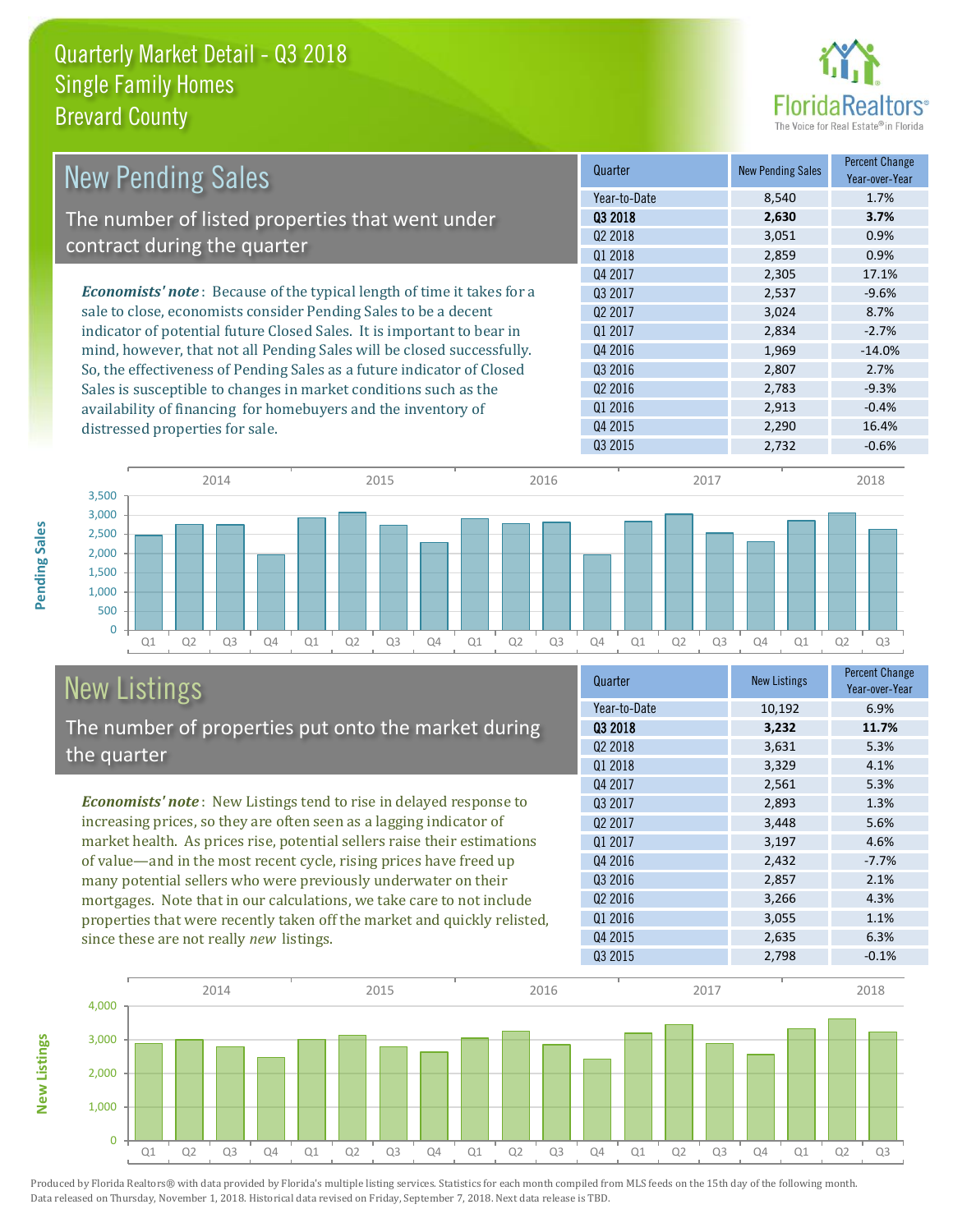# Quarterly Market Detail - Q3 2018
## Single Family Homes
## Brevard County

## New Pending Sales

The number of listed properties that went under contract during the quarter

*Economists' note*: Because of the typical length of time it takes for a sale to close, economists consider Pending Sales to be a decent indicator of potential future Closed Sales. It is important to bear in mind, however, that not all Pending Sales will be closed successfully. So, the effectiveness of Pending Sales as a future indicator of Closed Sales is susceptible to changes in market conditions such as the availability of financing for homebuyers and the inventory of distressed properties for sale.

| Quarter | New Pending Sales | Percent Change Year-over-Year |
|---|---|---|
| Year-to-Date | 8,540 | 1.7% |
| **Q3 2018** | **2,630** | **3.7%** |
| Q2 2018 | 3,051 | 0.9% |
| Q1 2018 | 2,859 | 0.9% |
| Q4 2017 | 2,305 | 17.1% |
| Q3 2017 | 2,537 | -9.6% |
| Q2 2017 | 3,024 | 8.7% |
| Q1 2017 | 2,834 | -2.7% |
| Q4 2016 | 1,969 | -14.0% |
| Q3 2016 | 2,807 | 2.7% |
| Q2 2016 | 2,783 | -9.3% |
| Q1 2016 | 2,913 | -0.4% |
| Q4 2015 | 2,290 | 16.4% |
| Q3 2015 | 2,732 | -0.6% |

## New Listings

The number of properties put onto the market during the quarter

*Economists' note*: New Listings tend to rise in delayed response to increasing prices, so they are often seen as a lagging indicator of market health. As prices rise, potential sellers raise their estimations of value—and in the most recent cycle, rising prices have freed up many potential sellers who were previously underwater on their mortgages. Note that in our calculations, we take care to not include properties that were recently taken off the market and quickly relisted, since these are not really *new* listings.

| Quarter | New Listings | Percent Change Year-over-Year |
|---|---|---|
| Year-to-Date | 10,192 | 6.9% |
| **Q3 2018** | **3,232** | **11.7%** |
| Q2 2018 | 3,631 | 5.3% |
| Q1 2018 | 3,329 | 4.1% |
| Q4 2017 | 2,561 | 5.3% |
| Q3 2017 | 2,893 | 1.3% |
| Q2 2017 | 3,448 | 5.6% |
| Q1 2017 | 3,197 | 4.6% |
| Q4 2016 | 2,432 | -7.7% |
| Q3 2016 | 2,857 | 2.1% |
| Q2 2016 | 3,266 | 4.3% |
| Q1 2016 | 3,055 | 1.1% |
| Q4 2015 | 2,635 | 6.3% |
| Q3 2015 | 2,798 | -0.1% |

Produced by Florida Realtors® with data provided by Florida's multiple listing services. Statistics for each month compiled from MLS feeds on the 15th day of the following month. Data released on Thursday, November 1, 2018. Historical data revised on Friday, September 7, 2018. Next data release is TBD.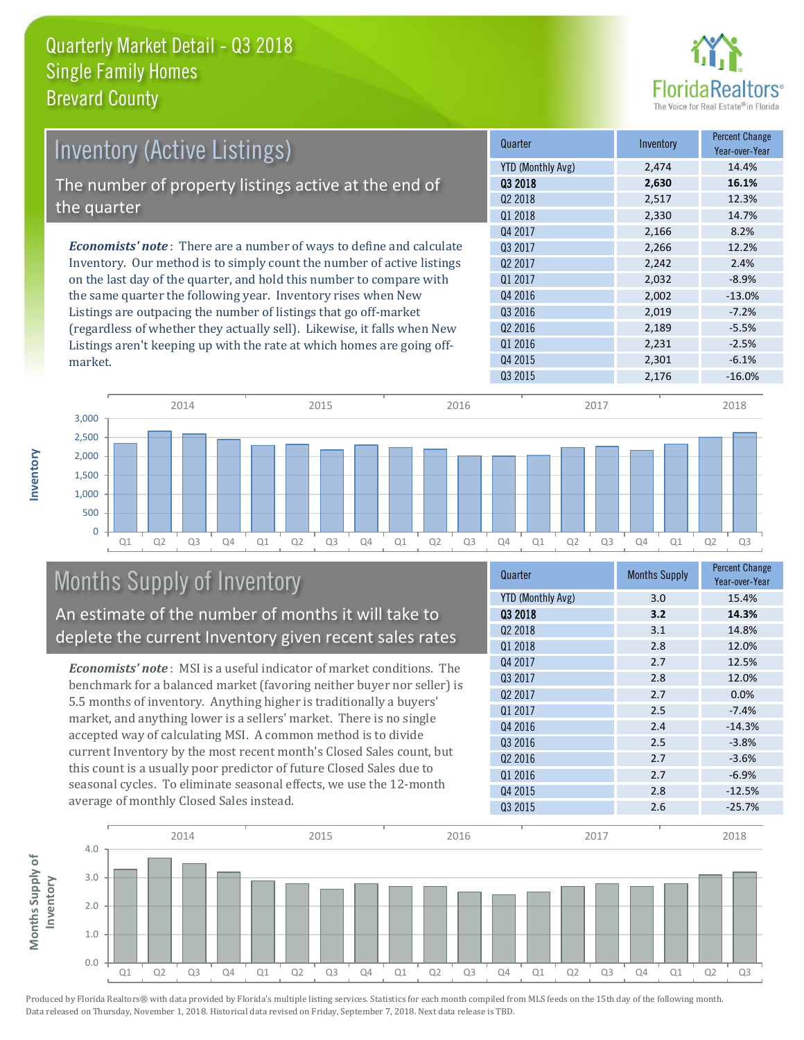# Quarterly Market Detail - Q3 2018
## Single Family Homes
## Brevard County

## Inventory (Active Listings)

The number of property listings active at the end of the quarter

*Economists' note*: There are a number of ways to define and calculate Inventory. Our method is to simply count the number of active listings on the last day of the quarter, and hold this number to compare with the same quarter the following year. Inventory rises when New Listings are outpacing the number of listings that go off-market (regardless of whether they actually sell). Likewise, it falls when New Listings aren't keeping up with the rate at which homes are going off-market.

| Quarter | Inventory | Percent Change Year-over-Year |
|---|---|---|
| YTD (Monthly Avg) | 2,474 | 14.4% |
| **Q3 2018** | **2,630** | **16.1%** |
| Q2 2018 | 2,517 | 12.3% |
| Q1 2018 | 2,330 | 14.7% |
| Q4 2017 | 2,166 | 8.2% |
| Q3 2017 | 2,266 | 12.2% |
| Q2 2017 | 2,242 | 2.4% |
| Q1 2017 | 2,032 | -8.9% |
| Q4 2016 | 2,002 | -13.0% |
| Q3 2016 | 2,019 | -7.2% |
| Q2 2016 | 2,189 | -5.5% |
| Q1 2016 | 2,231 | -2.5% |
| Q4 2015 | 2,301 | -6.1% |
| Q3 2015 | 2,176 | -16.0% |

## Months Supply of Inventory

An estimate of the number of months it will take to deplete the current Inventory given recent sales rates

*Economists' note*: MSI is a useful indicator of market conditions. The benchmark for a balanced market (favoring neither buyer nor seller) is 5.5 months of inventory. Anything higher is traditionally a buyers' market, and anything lower is a sellers' market. There is no single accepted way of calculating MSI. A common method is to divide current Inventory by the most recent month's Closed Sales count, but this count is a usually poor predictor of future Closed Sales due to seasonal cycles. To eliminate seasonal effects, we use the 12-month average of monthly Closed Sales instead.

| Quarter | Months Supply | Percent Change Year-over-Year |
|---|---|---|
| YTD (Monthly Avg) | 3.0 | 15.4% |
| **Q3 2018** | **3.2** | **14.3%** |
| Q2 2018 | 3.1 | 14.8% |
| Q1 2018 | 2.8 | 12.0% |
| Q4 2017 | 2.7 | 12.5% |
| Q3 2017 | 2.8 | 12.0% |
| Q2 2017 | 2.7 | 0.0% |
| Q1 2017 | 2.5 | -7.4% |
| Q4 2016 | 2.4 | -14.3% |
| Q3 2016 | 2.5 | -3.8% |
| Q2 2016 | 2.7 | -3.6% |
| Q1 2016 | 2.7 | -6.9% |
| Q4 2015 | 2.8 | -12.5% |
| Q3 2015 | 2.6 | -25.7% |

Produced by Florida Realtors® with data provided by Florida's multiple listing services. Statistics for each month compiled from MLS feeds on the 15th day of the following month. Data released on Thursday, November 1, 2018. Historical data revised on Friday, September 7, 2018. Next data release is TBD.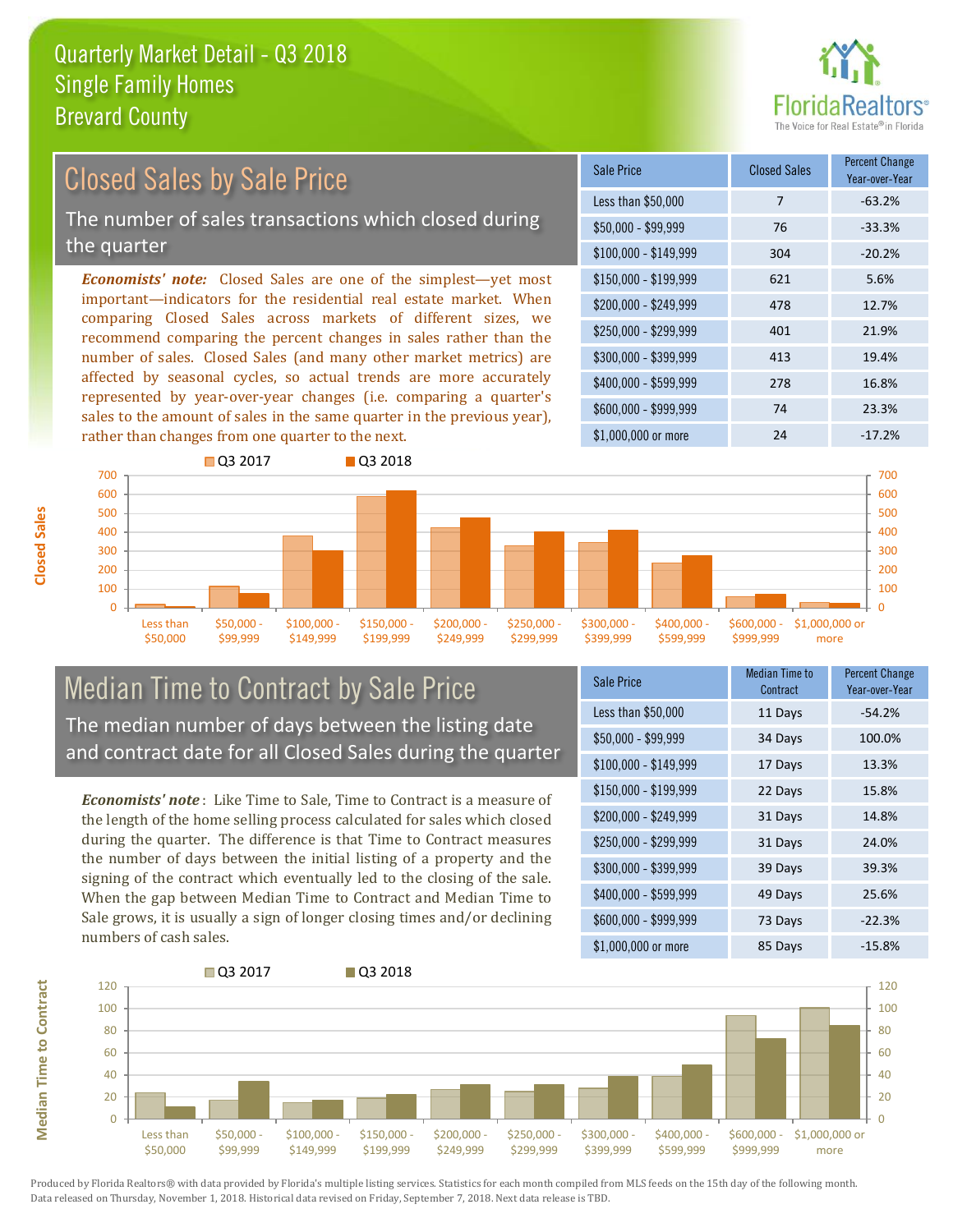# Quarterly Market Detail - Q3 2018
## Single Family Homes
## Brevard County

## Closed Sales by Sale Price

The number of sales transactions which closed during the quarter

***Economists' note:*** Closed Sales are one of the simplest—yet most important—indicators for the residential real estate market. When comparing Closed Sales across markets of different sizes, we recommend comparing the percent changes in sales rather than the number of sales. Closed Sales (and many other market metrics) are affected by seasonal cycles, so actual trends are more accurately represented by year-over-year changes (i.e. comparing a quarter's sales to the amount of sales in the same quarter in the previous year), rather than changes from one quarter to the next.

| Sale Price | Closed Sales | Percent Change Year-over-Year |
|---|---|---|
| Less than $50,000 | 7 | -63.2% |
| $50,000 - $99,999 | 76 | -33.3% |
| $100,000 - $149,999 | 304 | -20.2% |
| $150,000 - $199,999 | 621 | 5.6% |
| $200,000 - $249,999 | 478 | 12.7% |
| $250,000 - $299,999 | 401 | 21.9% |
| $300,000 - $399,999 | 413 | 19.4% |
| $400,000 - $599,999 | 278 | 16.8% |
| $600,000 - $999,999 | 74 | 23.3% |
| $1,000,000 or more | 24 | -17.2% |

## Median Time to Contract by Sale Price

The median number of days between the listing date and contract date for all Closed Sales during the quarter

***Economists' note***: Like Time to Sale, Time to Contract is a measure of the length of the home selling process calculated for sales which closed during the quarter. The difference is that Time to Contract measures the number of days between the initial listing of a property and the signing of the contract which eventually led to the closing of the sale. When the gap between Median Time to Contract and Median Time to Sale grows, it is usually a sign of longer closing times and/or declining numbers of cash sales.

| Sale Price | Median Time to Contract | Percent Change Year-over-Year |
|---|---|---|
| Less than $50,000 | 11 Days | -54.2% |
| $50,000 - $99,999 | 34 Days | 100.0% |
| $100,000 - $149,999 | 17 Days | 13.3% |
| $150,000 - $199,999 | 22 Days | 15.8% |
| $200,000 - $249,999 | 31 Days | 14.8% |
| $250,000 - $299,999 | 31 Days | 24.0% |
| $300,000 - $399,999 | 39 Days | 39.3% |
| $400,000 - $599,999 | 49 Days | 25.6% |
| $600,000 - $999,999 | 73 Days | -22.3% |
| $1,000,000 or more | 85 Days | -15.8% |

Produced by Florida Realtors® with data provided by Florida's multiple listing services. Statistics for each month compiled from MLS feeds on the 15th day of the following month. Data released on Thursday, November 1, 2018. Historical data revised on Friday, September 7, 2018. Next data release is TBD.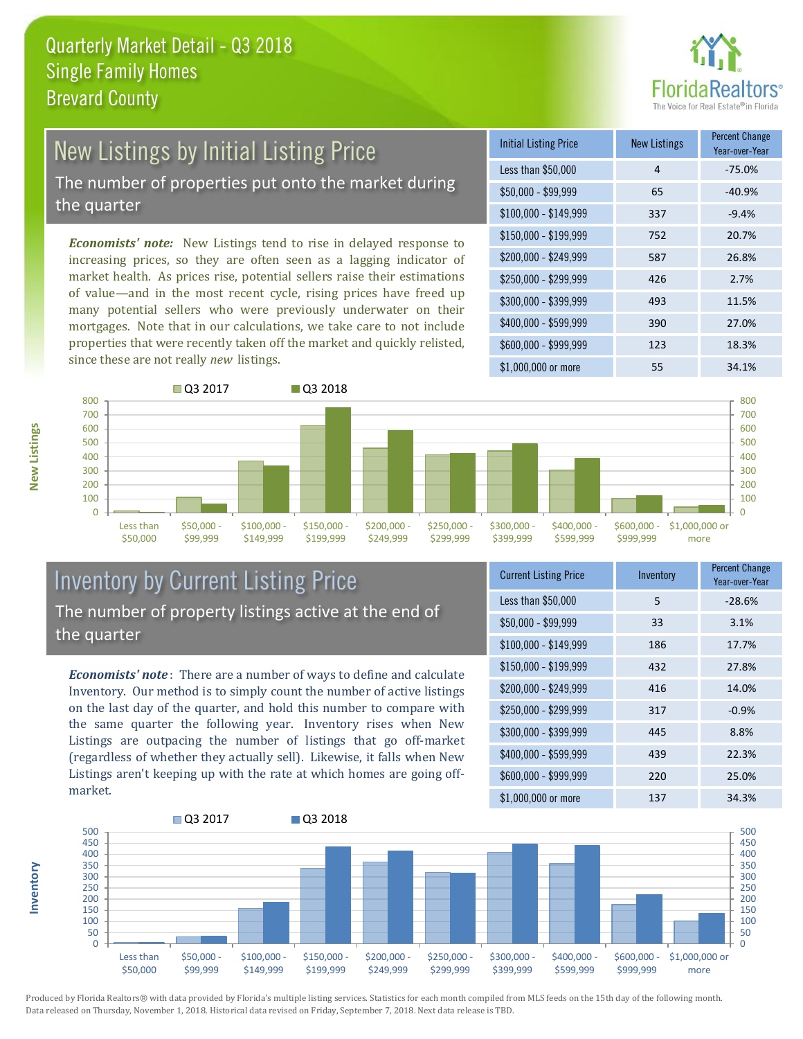# Quarterly Market Detail - Q3 2018
## Single Family Homes
## Brevard County

## New Listings by Initial Listing Price

The number of properties put onto the market during the quarter

***Economists' note:*** New Listings tend to rise in delayed response to increasing prices, so they are often seen as a lagging indicator of market health. As prices rise, potential sellers raise their estimations of value—and in the most recent cycle, rising prices have freed up many potential sellers who were previously underwater on their mortgages. Note that in our calculations, we take care to not include properties that were recently taken off the market and quickly relisted, since these are not really *new* listings.

| Initial Listing Price | New Listings | Percent Change Year-over-Year |
|---|---|---|
| Less than $50,000 | 4 | -75.0% |
| $50,000 - $99,999 | 65 | -40.9% |
| $100,000 - $149,999 | 337 | -9.4% |
| $150,000 - $199,999 | 752 | 20.7% |
| $200,000 - $249,999 | 587 | 26.8% |
| $250,000 - $299,999 | 426 | 2.7% |
| $300,000 - $399,999 | 493 | 11.5% |
| $400,000 - $599,999 | 390 | 27.0% |
| $600,000 - $999,999 | 123 | 18.3% |
| $1,000,000 or more | 55 | 34.1% |

## Inventory by Current Listing Price

The number of property listings active at the end of the quarter

***Economists' note***: There are a number of ways to define and calculate Inventory. Our method is to simply count the number of active listings on the last day of the quarter, and hold this number to compare with the same quarter the following year. Inventory rises when New Listings are outpacing the number of listings that go off-market (regardless of whether they actually sell). Likewise, it falls when New Listings aren't keeping up with the rate at which homes are going off-market.

| Current Listing Price | Inventory | Percent Change Year-over-Year |
|---|---|---|
| Less than $50,000 | 5 | -28.6% |
| $50,000 - $99,999 | 33 | 3.1% |
| $100,000 - $149,999 | 186 | 17.7% |
| $150,000 - $199,999 | 432 | 27.8% |
| $200,000 - $249,999 | 416 | 14.0% |
| $250,000 - $299,999 | 317 | -0.9% |
| $300,000 - $399,999 | 445 | 8.8% |
| $400,000 - $599,999 | 439 | 22.3% |
| $600,000 - $999,999 | 220 | 25.0% |
| $1,000,000 or more | 137 | 34.3% |

Produced by Florida Realtors® with data provided by Florida's multiple listing services. Statistics for each month compiled from MLS feeds on the 15th day of the following month. Data released on Thursday, November 1, 2018. Historical data revised on Friday, September 7, 2018. Next data release is TBD.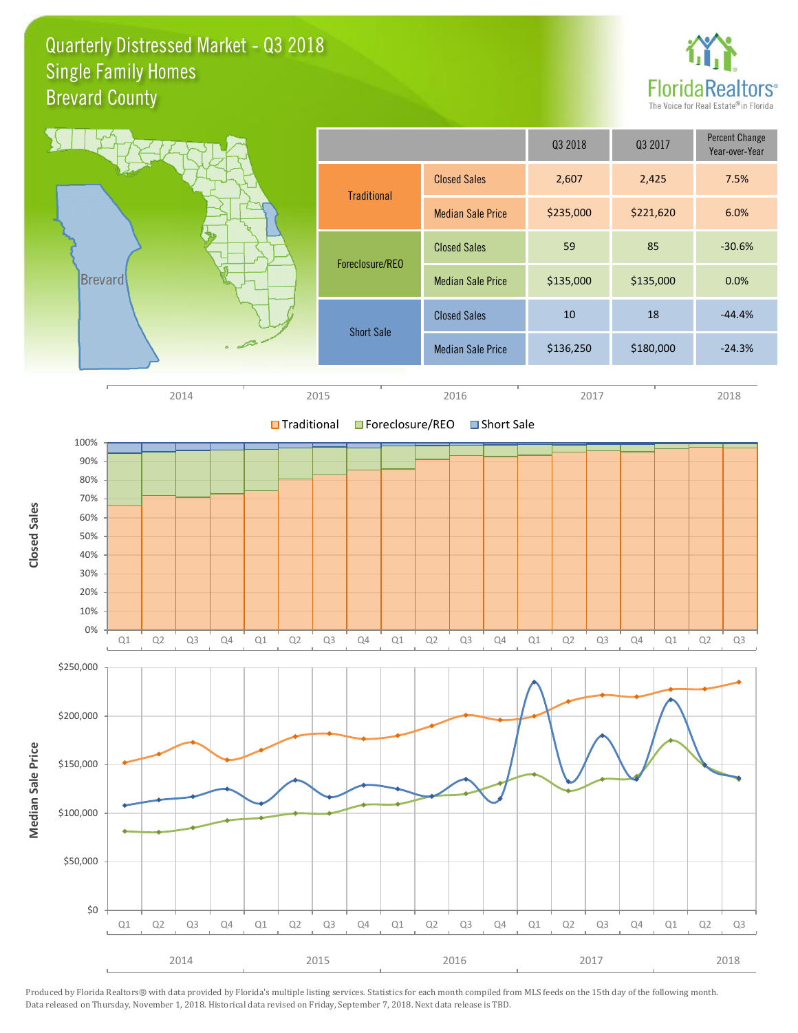# Quarterly Distressed Market - Q3 2018
## Single Family Homes
## Brevard County

FloridaRealtors®
The Voice for Real Estate® in Florida

Brevard

| | | Q3 2018 | Q3 2017 | Percent Change Year-over-Year |
|---|---|---|---|---|
| Traditional | Closed Sales | 2,607 | 2,425 | 7.5% |
| | Median Sale Price | $235,000 | $221,620 | 6.0% |
| Foreclosure/REO | Closed Sales | 59 | 85 | -30.6% |
| | Median Sale Price | $135,000 | $135,000 | 0.0% |
| Short Sale | Closed Sales | 10 | 18 | -44.4% |
| | Median Sale Price | $136,250 | $180,000 | -24.3% |

2014 2015 2016 2017 2018

Traditional Foreclosure/REO Short Sale

Closed Sales

100% 90% 80% 70% 60% 50% 40% 30% 20% 10% 0%

Q1 Q2 Q3 Q4 Q1 Q2 Q3 Q4 Q1 Q2 Q3 Q4 Q1 Q2 Q3 Q4 Q1 Q2 Q3

Median Sale Price

$250,000 $200,000 $150,000 $100,000 $50,000 $0

Q1 Q2 Q3 Q4 Q1 Q2 Q3 Q4 Q1 Q2 Q3 Q4 Q1 Q2 Q3 Q4 Q1 Q2 Q3

2014 2015 2016 2017 2018

Produced by Florida Realtors® with data provided by Florida's multiple listing services. Statistics for each month compiled from MLS feeds on the 15th day of the following month. Data released on Thursday, November 1, 2018. Historical data revised on Friday, September 7, 2018. Next data release is TBD.